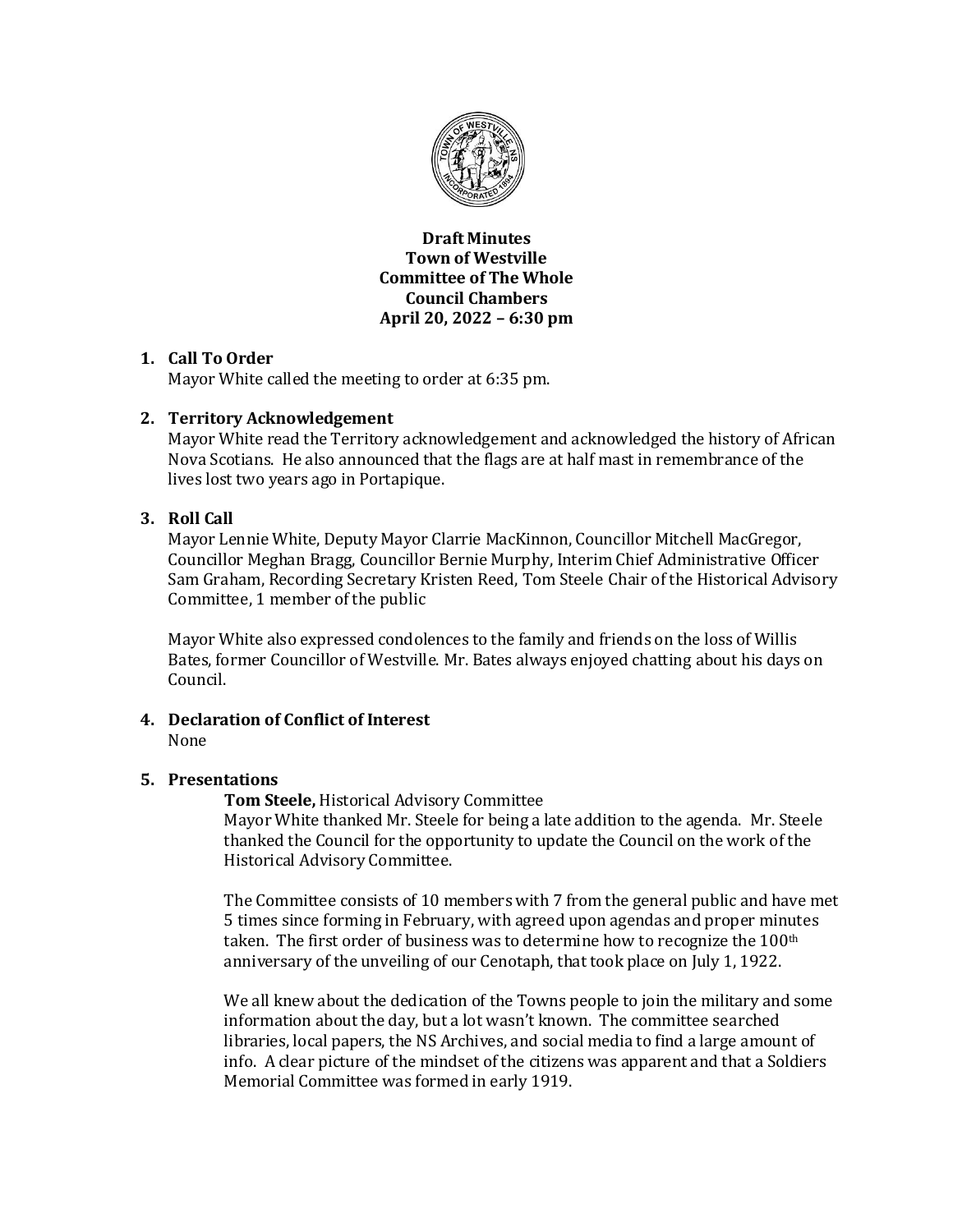**Draft Minutes**
**Town of Westville**
**Committee of The Whole**
**Council Chambers**
**April 20, 2022 – 6:30 pm**

1. **Call To Order**
   Mayor White called the meeting to order at 6:35 pm.

2. **Territory Acknowledgement**
   Mayor White read the Territory acknowledgement and acknowledged the history of African Nova Scotians. He also announced that the flags are at half mast in remembrance of the lives lost two years ago in Portapique.

3. **Roll Call**
   Mayor Lennie White, Deputy Mayor Clarrie MacKinnon, Councillor Mitchell MacGregor, Councillor Meghan Bragg, Councillor Bernie Murphy, Interim Chief Administrative Officer Sam Graham, Recording Secretary Kristen Reed, Tom Steele Chair of the Historical Advisory Committee, 1 member of the public

   Mayor White also expressed condolences to the family and friends on the loss of Willis Bates, former Councillor of Westville. Mr. Bates always enjoyed chatting about his days on Council.

4. **Declaration of Conflict of Interest**
   None

5. **Presentations**

   **Tom Steele,** Historical Advisory Committee
   Mayor White thanked Mr. Steele for being a late addition to the agenda. Mr. Steele thanked the Council for the opportunity to update the Council on the work of the Historical Advisory Committee.

   The Committee consists of 10 members with 7 from the general public and have met 5 times since forming in February, with agreed upon agendas and proper minutes taken. The first order of business was to determine how to recognize the 100th anniversary of the unveiling of our Cenotaph, that took place on July 1, 1922.

   We all knew about the dedication of the Towns people to join the military and some information about the day, but a lot wasn't known. The committee searched libraries, local papers, the NS Archives, and social media to find a large amount of info. A clear picture of the mindset of the citizens was apparent and that a Soldiers Memorial Committee was formed in early 1919.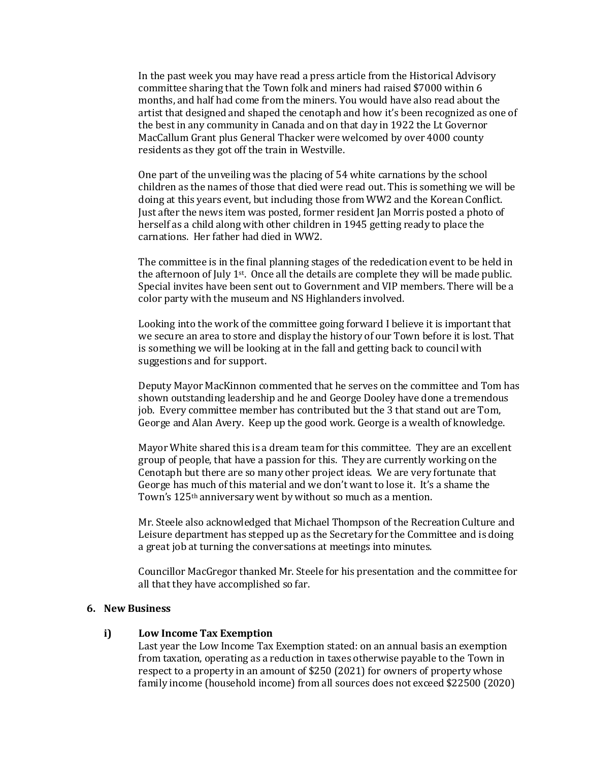In the past week you may have read a press article from the Historical Advisory committee sharing that the Town folk and miners had raised $7000 within 6 months, and half had come from the miners. You would have also read about the artist that designed and shaped the cenotaph and how it's been recognized as one of the best in any community in Canada and on that day in 1922 the Lt Governor MacCallum Grant plus General Thacker were welcomed by over 4000 county residents as they got off the train in Westville.

One part of the unveiling was the placing of 54 white carnations by the school children as the names of those that died were read out. This is something we will be doing at this years event, but including those from WW2 and the Korean Conflict. Just after the news item was posted, former resident Jan Morris posted a photo of herself as a child along with other children in 1945 getting ready to place the carnations. Her father had died in WW2.

The committee is in the final planning stages of the rededication event to be held in the afternoon of July 1st. Once all the details are complete they will be made public. Special invites have been sent out to Government and VIP members. There will be a color party with the museum and NS Highlanders involved.

Looking into the work of the committee going forward I believe it is important that we secure an area to store and display the history of our Town before it is lost. That is something we will be looking at in the fall and getting back to council with suggestions and for support.

Deputy Mayor MacKinnon commented that he serves on the committee and Tom has shown outstanding leadership and he and George Dooley have done a tremendous job. Every committee member has contributed but the 3 that stand out are Tom, George and Alan Avery. Keep up the good work. George is a wealth of knowledge.

Mayor White shared this is a dream team for this committee. They are an excellent group of people, that have a passion for this. They are currently working on the Cenotaph but there are so many other project ideas. We are very fortunate that George has much of this material and we don't want to lose it. It's a shame the Town's 125th anniversary went by without so much as a mention.

Mr. Steele also acknowledged that Michael Thompson of the Recreation Culture and Leisure department has stepped up as the Secretary for the Committee and is doing a great job at turning the conversations at meetings into minutes.

Councillor MacGregor thanked Mr. Steele for his presentation and the committee for all that they have accomplished so far.

## 6. New Business

### i) Low Income Tax Exemption

Last year the Low Income Tax Exemption stated: on an annual basis an exemption from taxation, operating as a reduction in taxes otherwise payable to the Town in respect to a property in an amount of $250 (2021) for owners of property whose family income (household income) from all sources does not exceed $22500 (2020)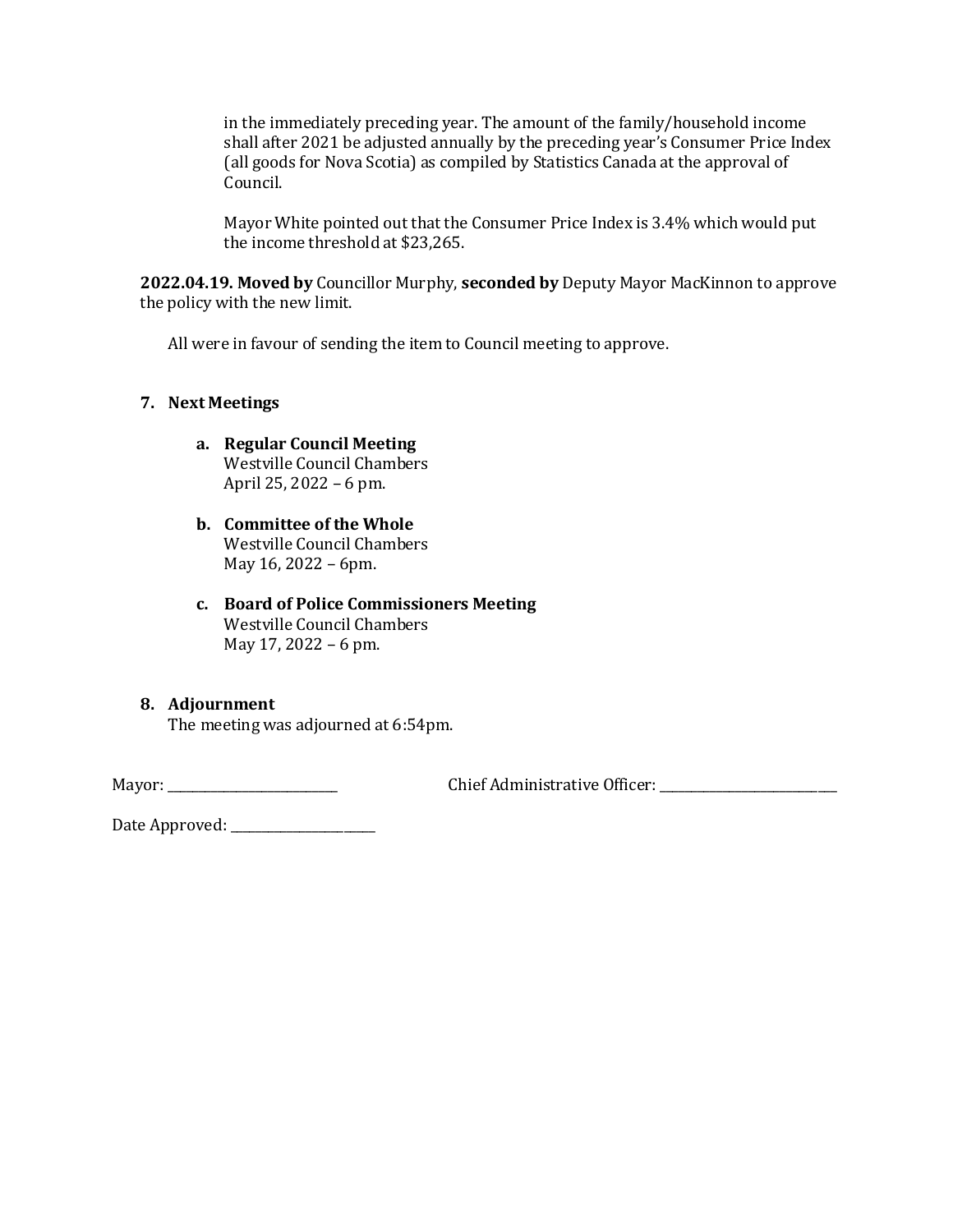in the immediately preceding year. The amount of the family/household income shall after 2021 be adjusted annually by the preceding year's Consumer Price Index (all goods for Nova Scotia) as compiled by Statistics Canada at the approval of Council.

Mayor White pointed out that the Consumer Price Index is 3.4% which would put the income threshold at $23,265.

**2022.04.19. Moved by** Councillor Murphy, **seconded by** Deputy Mayor MacKinnon to approve the policy with the new limit.

All were in favour of sending the item to Council meeting to approve.

**7. Next Meetings**

**a. Regular Council Meeting**
Westville Council Chambers
April 25, 2022 – 6 pm.

**b. Committee of the Whole**
Westville Council Chambers
May 16, 2022 – 6pm.

**c. Board of Police Commissioners Meeting**
Westville Council Chambers
May 17, 2022 – 6 pm.

**8. Adjournment**
The meeting was adjourned at 6:54pm.

Mayor: ________________________ Chief Administrative Officer: ________________________

Date Approved: ____________________